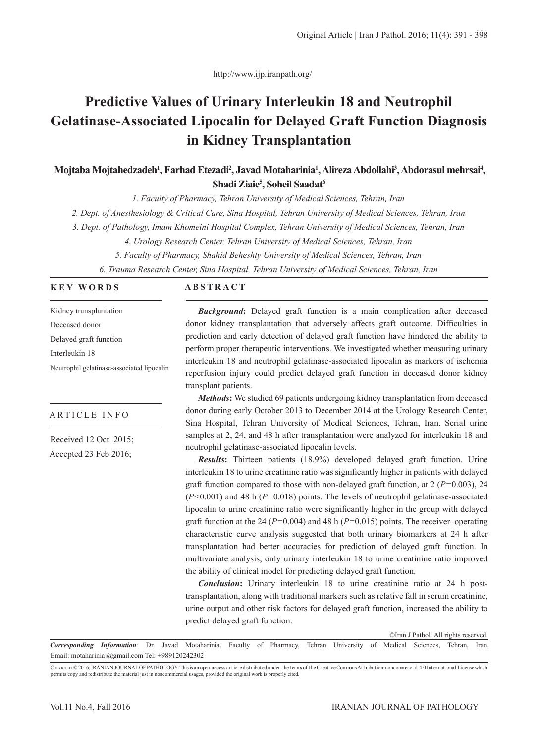http://www.ijp.iranpath.org/

# Predictive Values of Urinary Interleukin 18 and Neutrophil Gelatinase-Associated Lipocalin for Delayed Graft Function Diagnosis in Kidney Transplantation

**Mojtaba Mojtahedzadeh[1], Farhad Etezadi[2], Javad Motaharinia[1], Alireza Abdollahi[3], Abdorasul mehrsai[4], Shadi Ziaie[5], Soheil Saadat[6]**

*1. Faculty of Pharmacy, Tehran University of Medical Sciences, Tehran, Iran*

*2. Dept. of Anesthesiology & Critical Care, Sina Hospital, Tehran University of Medical Sciences, Tehran, Iran*

*3. Dept. of Pathology, Imam Khomeini Hospital Complex, Tehran University of Medical Sciences, Tehran, Iran*

*4. Urology Research Center, Tehran University of Medical Sciences, Tehran, Iran*

*5. Faculty of Pharmacy, Shahid Beheshty University of Medical Sciences, Tehran, Iran*

*6. Trauma Research Center, Sina Hospital, Tehran University of Medical Sciences, Tehran, Iran*

## KEY WORDS

Kidney transplantation

Deceased donor

Delayed graft function

Interleukin 18

Neutrophil gelatinase-associated lipocalin

## ARTICLE INFO

Received 12 Oct 2015;

Accepted 23 Feb 2016;

## ABSTRACT

***Background*:** Delayed graft function is a main complication after deceased donor kidney transplantation that adversely affects graft outcome. Difficulties in prediction and early detection of delayed graft function have hindered the ability to perform proper therapeutic interventions. We investigated whether measuring urinary interleukin 18 and neutrophil gelatinase-associated lipocalin as markers of ischemia reperfusion injury could predict delayed graft function in deceased donor kidney transplant patients.

***Methods*:** We studied 69 patients undergoing kidney transplantation from deceased donor during early October 2013 to December 2014 at the Urology Research Center, Sina Hospital, Tehran University of Medical Sciences, Tehran, Iran. Serial urine samples at 2, 24, and 48 h after transplantation were analyzed for interleukin 18 and neutrophil gelatinase-associated lipocalin levels.

***Results*:** Thirteen patients (18.9%) developed delayed graft function. Urine interleukin 18 to urine creatinine ratio was significantly higher in patients with delayed graft function compared to those with non-delayed graft function, at 2 ($P=0.003$), 24 ($P<0.001$) and 48 h ($P=0.018$) points. The levels of neutrophil gelatinase-associated lipocalin to urine creatinine ratio were significantly higher in the group with delayed graft function at the 24 ($P=0.004$) and 48 h ($P=0.015$) points. The receiver–operating characteristic curve analysis suggested that both urinary biomarkers at 24 h after transplantation had better accuracies for prediction of delayed graft function. In multivariate analysis, only urinary interleukin 18 to urine creatinine ratio improved the ability of clinical model for predicting delayed graft function.

***Conclusion*:** Urinary interleukin 18 to urine creatinine ratio at 24 h post-transplantation, along with traditional markers such as relative fall in serum creatinine, urine output and other risk factors for delayed graft function, increased the ability to predict delayed graft function.

©Iran J Pathol. All rights reserved.

***Corresponding Information*:** Dr. Javad Motaharinia. Faculty of Pharmacy, Tehran University of Medical Sciences, Tehran, Iran. Email: motahariniaj@gmail.com Tel: +989120242302

COPYRIGHT © 2016, IRANIAN JOURNAL OF PATHOLOGY. This is an open-access article distributed under the terms of the Creative Commons Attribution-noncommercial 4.0 International License which permits copy and redistribute the material just in noncommercial usages, provided the original work is properly cited.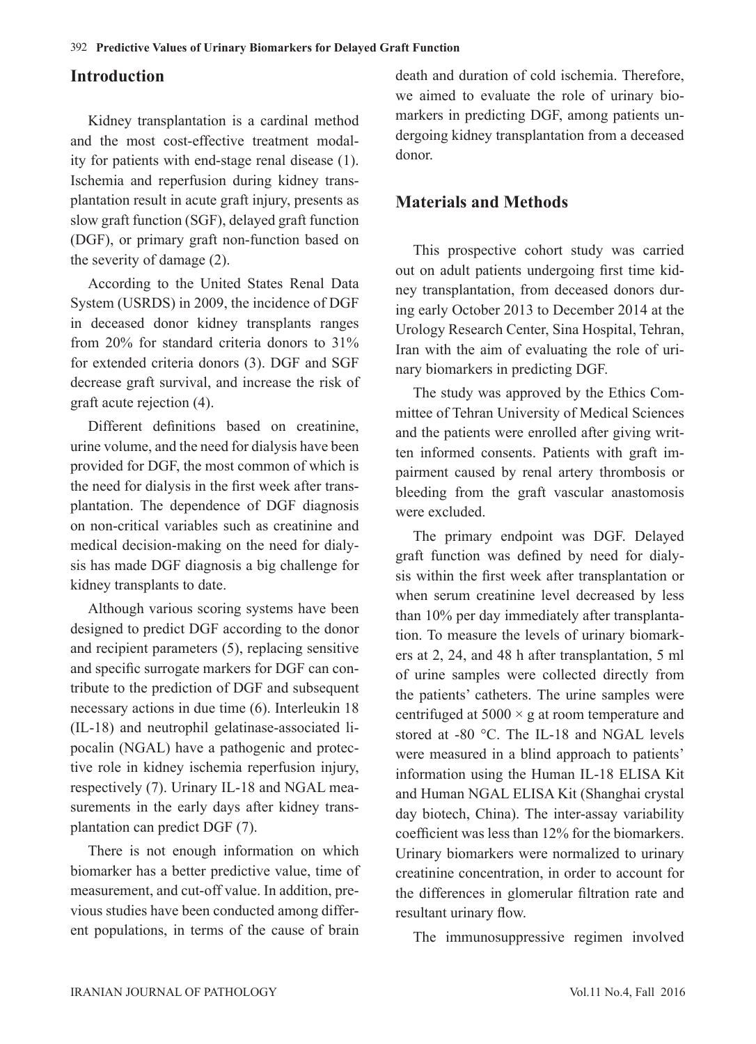## Introduction

Kidney transplantation is a cardinal method and the most cost-effective treatment modality for patients with end-stage renal disease (1). Ischemia and reperfusion during kidney transplantation result in acute graft injury, presents as slow graft function (SGF), delayed graft function (DGF), or primary graft non-function based on the severity of damage (2).

According to the United States Renal Data System (USRDS) in 2009, the incidence of DGF in deceased donor kidney transplants ranges from 20% for standard criteria donors to 31% for extended criteria donors (3). DGF and SGF decrease graft survival, and increase the risk of graft acute rejection (4).

Different definitions based on creatinine, urine volume, and the need for dialysis have been provided for DGF, the most common of which is the need for dialysis in the first week after transplantation. The dependence of DGF diagnosis on non-critical variables such as creatinine and medical decision-making on the need for dialysis has made DGF diagnosis a big challenge for kidney transplants to date.

Although various scoring systems have been designed to predict DGF according to the donor and recipient parameters (5), replacing sensitive and specific surrogate markers for DGF can contribute to the prediction of DGF and subsequent necessary actions in due time (6). Interleukin 18 (IL-18) and neutrophil gelatinase-associated lipocalin (NGAL) have a pathogenic and protective role in kidney ischemia reperfusion injury, respectively (7). Urinary IL-18 and NGAL measurements in the early days after kidney transplantation can predict DGF (7).

There is not enough information on which biomarker has a better predictive value, time of measurement, and cut-off value. In addition, previous studies have been conducted among different populations, in terms of the cause of brain death and duration of cold ischemia. Therefore, we aimed to evaluate the role of urinary biomarkers in predicting DGF, among patients undergoing kidney transplantation from a deceased donor.

## Materials and Methods

This prospective cohort study was carried out on adult patients undergoing first time kidney transplantation, from deceased donors during early October 2013 to December 2014 at the Urology Research Center, Sina Hospital, Tehran, Iran with the aim of evaluating the role of urinary biomarkers in predicting DGF.

The study was approved by the Ethics Committee of Tehran University of Medical Sciences and the patients were enrolled after giving written informed consents. Patients with graft impairment caused by renal artery thrombosis or bleeding from the graft vascular anastomosis were excluded.

The primary endpoint was DGF. Delayed graft function was defined by need for dialysis within the first week after transplantation or when serum creatinine level decreased by less than 10% per day immediately after transplantation. To measure the levels of urinary biomarkers at 2, 24, and 48 h after transplantation, 5 ml of urine samples were collected directly from the patients' catheters. The urine samples were centrifuged at $5000 \times g$ at room temperature and stored at -80 °C. The IL-18 and NGAL levels were measured in a blind approach to patients' information using the Human IL-18 ELISA Kit and Human NGAL ELISA Kit (Shanghai crystal day biotech, China). The inter-assay variability coefficient was less than 12% for the biomarkers. Urinary biomarkers were normalized to urinary creatinine concentration, in order to account for the differences in glomerular filtration rate and resultant urinary flow.

The immunosuppressive regimen involved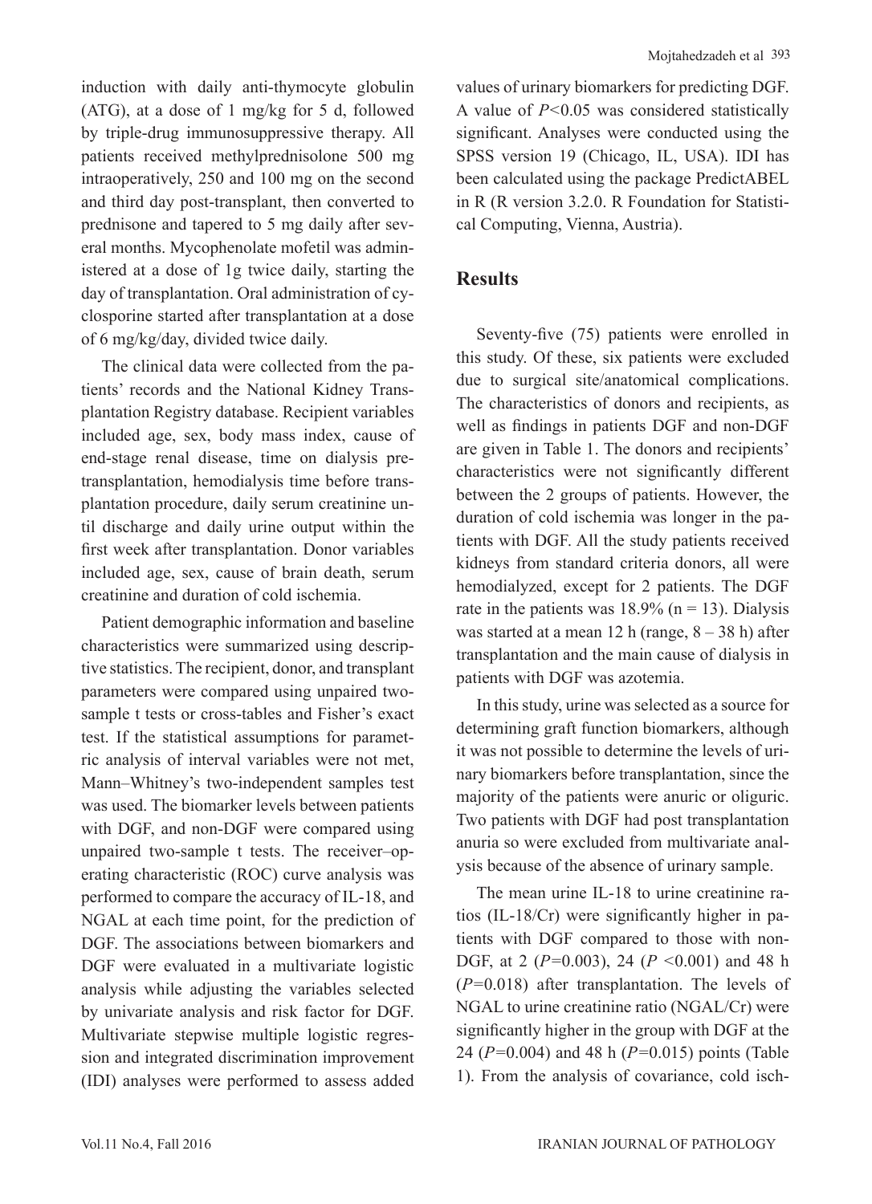induction with daily anti-thymocyte globulin (ATG), at a dose of 1 mg/kg for 5 d, followed by triple-drug immunosuppressive therapy. All patients received methylprednisolone 500 mg intraoperatively, 250 and 100 mg on the second and third day post-transplant, then converted to prednisone and tapered to 5 mg daily after several months. Mycophenolate mofetil was administered at a dose of 1g twice daily, starting the day of transplantation. Oral administration of cyclosporine started after transplantation at a dose of 6 mg/kg/day, divided twice daily.

The clinical data were collected from the patients' records and the National Kidney Transplantation Registry database. Recipient variables included age, sex, body mass index, cause of end-stage renal disease, time on dialysis pre-transplantation, hemodialysis time before transplantation procedure, daily serum creatinine until discharge and daily urine output within the first week after transplantation. Donor variables included age, sex, cause of brain death, serum creatinine and duration of cold ischemia.

Patient demographic information and baseline characteristics were summarized using descriptive statistics. The recipient, donor, and transplant parameters were compared using unpaired two-sample t tests or cross-tables and Fisher's exact test. If the statistical assumptions for parametric analysis of interval variables were not met, Mann–Whitney's two-independent samples test was used. The biomarker levels between patients with DGF, and non-DGF were compared using unpaired two-sample t tests. The receiver–operating characteristic (ROC) curve analysis was performed to compare the accuracy of IL-18, and NGAL at each time point, for the prediction of DGF. The associations between biomarkers and DGF were evaluated in a multivariate logistic analysis while adjusting the variables selected by univariate analysis and risk factor for DGF. Multivariate stepwise multiple logistic regression and integrated discrimination improvement (IDI) analyses were performed to assess added values of urinary biomarkers for predicting DGF. A value of $P<0.05$ was considered statistically significant. Analyses were conducted using the SPSS version 19 (Chicago, IL, USA). IDI has been calculated using the package PredictABEL in R (R version 3.2.0. R Foundation for Statistical Computing, Vienna, Austria).

## Results

Seventy-five (75) patients were enrolled in this study. Of these, six patients were excluded due to surgical site/anatomical complications. The characteristics of donors and recipients, as well as findings in patients DGF and non-DGF are given in Table 1. The donors and recipients' characteristics were not significantly different between the 2 groups of patients. However, the duration of cold ischemia was longer in the patients with DGF. All the study patients received kidneys from standard criteria donors, all were hemodialyzed, except for 2 patients. The DGF rate in the patients was 18.9% (n = 13). Dialysis was started at a mean 12 h (range, 8 – 38 h) after transplantation and the main cause of dialysis in patients with DGF was azotemia.

In this study, urine was selected as a source for determining graft function biomarkers, although it was not possible to determine the levels of urinary biomarkers before transplantation, since the majority of the patients were anuric or oliguric. Two patients with DGF had post transplantation anuria so were excluded from multivariate analysis because of the absence of urinary sample.

The mean urine IL-18 to urine creatinine ratios (IL-18/Cr) were significantly higher in patients with DGF compared to those with non-DGF, at 2 ($P$=0.003), 24 ($P$ <0.001) and 48 h ($P$=0.018) after transplantation. The levels of NGAL to urine creatinine ratio (NGAL/Cr) were significantly higher in the group with DGF at the 24 ($P$=0.004) and 48 h ($P$=0.015) points (Table 1). From the analysis of covariance, cold isch-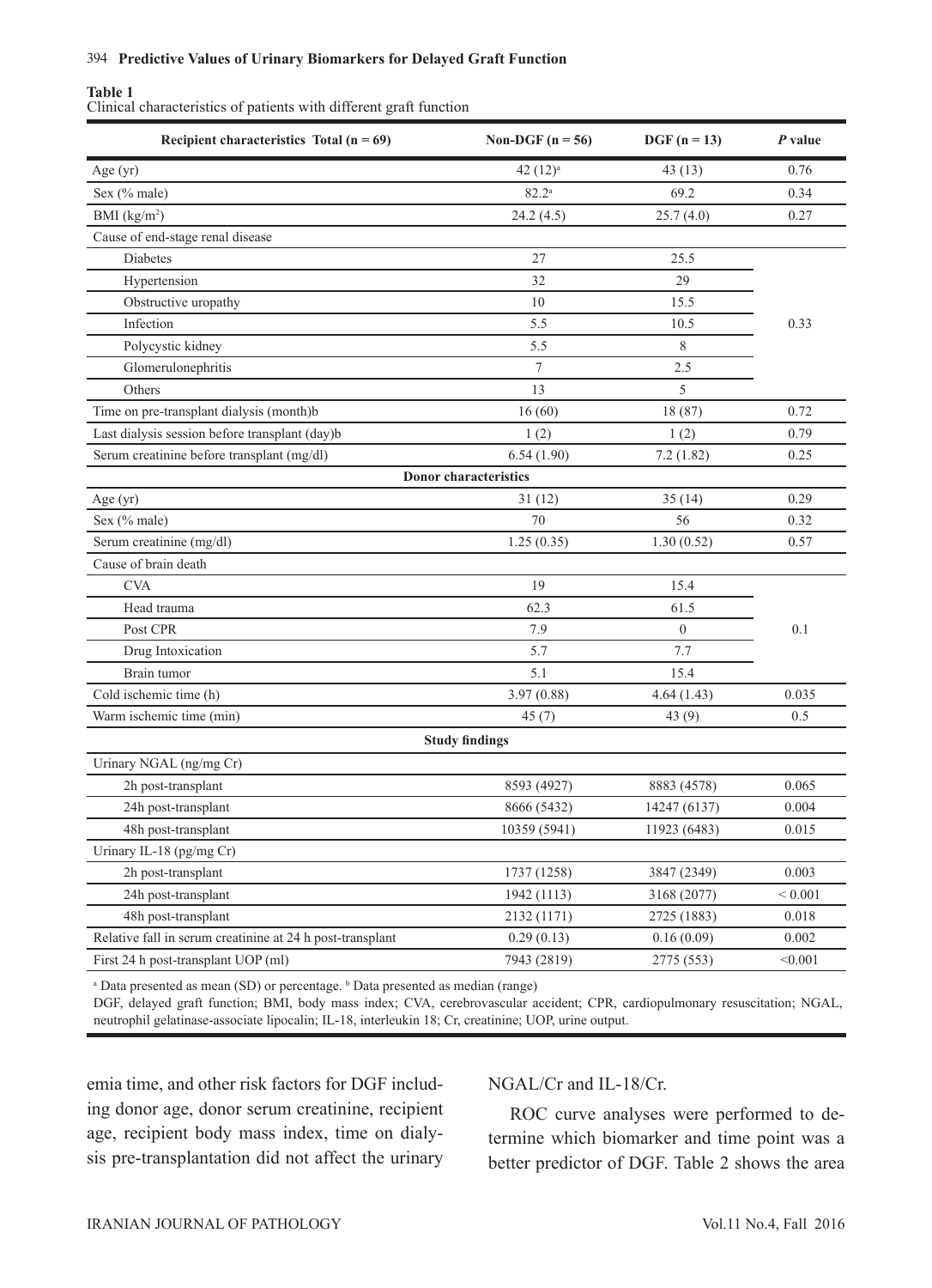**Table 1**
Clinical characteristics of patients with different graft function

| Recipient characteristics Total (n = 69) | Non-DGF (n = 56) | DGF (n = 13) | *P* value |
|---|---|---|---|
| Age (yr) | 42 (12)[a] | 43 (13) | 0.76 |
| Sex (% male) | 82.2[a] | 69.2 | 0.34 |
| BMI (kg/m$^2$) | 24.2 (4.5) | 25.7 (4.0) | 0.27 |
| Cause of end-stage renal disease | | | |
| Diabetes | 27 | 25.5 | 0.33 |
| Hypertension | 32 | 29 | |
| Obstructive uropathy | 10 | 15.5 | |
| Infection | 5.5 | 10.5 | |
| Polycystic kidney | 5.5 | 8 | |
| Glomerulonephritis | 7 | 2.5 | |
| Others | 13 | 5 | |
| Time on pre-transplant dialysis (month)b | 16 (60) | 18 (87) | 0.72 |
| Last dialysis session before transplant (day)b | 1 (2) | 1 (2) | 0.79 |
| Serum creatinine before transplant (mg/dl) | 6.54 (1.90) | 7.2 (1.82) | 0.25 |
| **Donor characteristics** | | | |
| Age (yr) | 31 (12) | 35 (14) | 0.29 |
| Sex (% male) | 70 | 56 | 0.32 |
| Serum creatinine (mg/dl) | 1.25 (0.35) | 1.30 (0.52) | 0.57 |
| Cause of brain death | | | |
| CVA | 19 | 15.4 | 0.1 |
| Head trauma | 62.3 | 61.5 | |
| Post CPR | 7.9 | 0 | |
| Drug Intoxication | 5.7 | 7.7 | |
| Brain tumor | 5.1 | 15.4 | |
| Cold ischemic time (h) | 3.97 (0.88) | 4.64 (1.43) | 0.035 |
| Warm ischemic time (min) | 45 (7) | 43 (9) | 0.5 |
| **Study findings** | | | |
| Urinary NGAL (ng/mg Cr) | | | |
| 2h post-transplant | 8593 (4927) | 8883 (4578) | 0.065 |
| 24h post-transplant | 8666 (5432) | 14247 (6137) | 0.004 |
| 48h post-transplant | 10359 (5941) | 11923 (6483) | 0.015 |
| Urinary IL-18 (pg/mg Cr) | | | |
| 2h post-transplant | 1737 (1258) | 3847 (2349) | 0.003 |
| 24h post-transplant | 1942 (1113) | 3168 (2077) | < 0.001 |
| 48h post-transplant | 2132 (1171) | 2725 (1883) | 0.018 |
| Relative fall in serum creatinine at 24 h post-transplant | 0.29 (0.13) | 0.16 (0.09) | 0.002 |
| First 24 h post-transplant UOP (ml) | 7943 (2819) | 2775 (553) | <0.001 |

[a] Data presented as mean (SD) or percentage. [b] Data presented as median (range)
DGF, delayed graft function; BMI, body mass index; CVA, cerebrovascular accident; CPR, cardiopulmonary resuscitation; NGAL, neutrophil gelatinase-associate lipocalin; IL-18, interleukin 18; Cr, creatinine; UOP, urine output.

emia time, and other risk factors for DGF including donor age, donor serum creatinine, recipient age, recipient body mass index, time on dialysis pre-transplantation did not affect the urinary NGAL/Cr and IL-18/Cr.

ROC curve analyses were performed to determine which biomarker and time point was a better predictor of DGF. Table 2 shows the area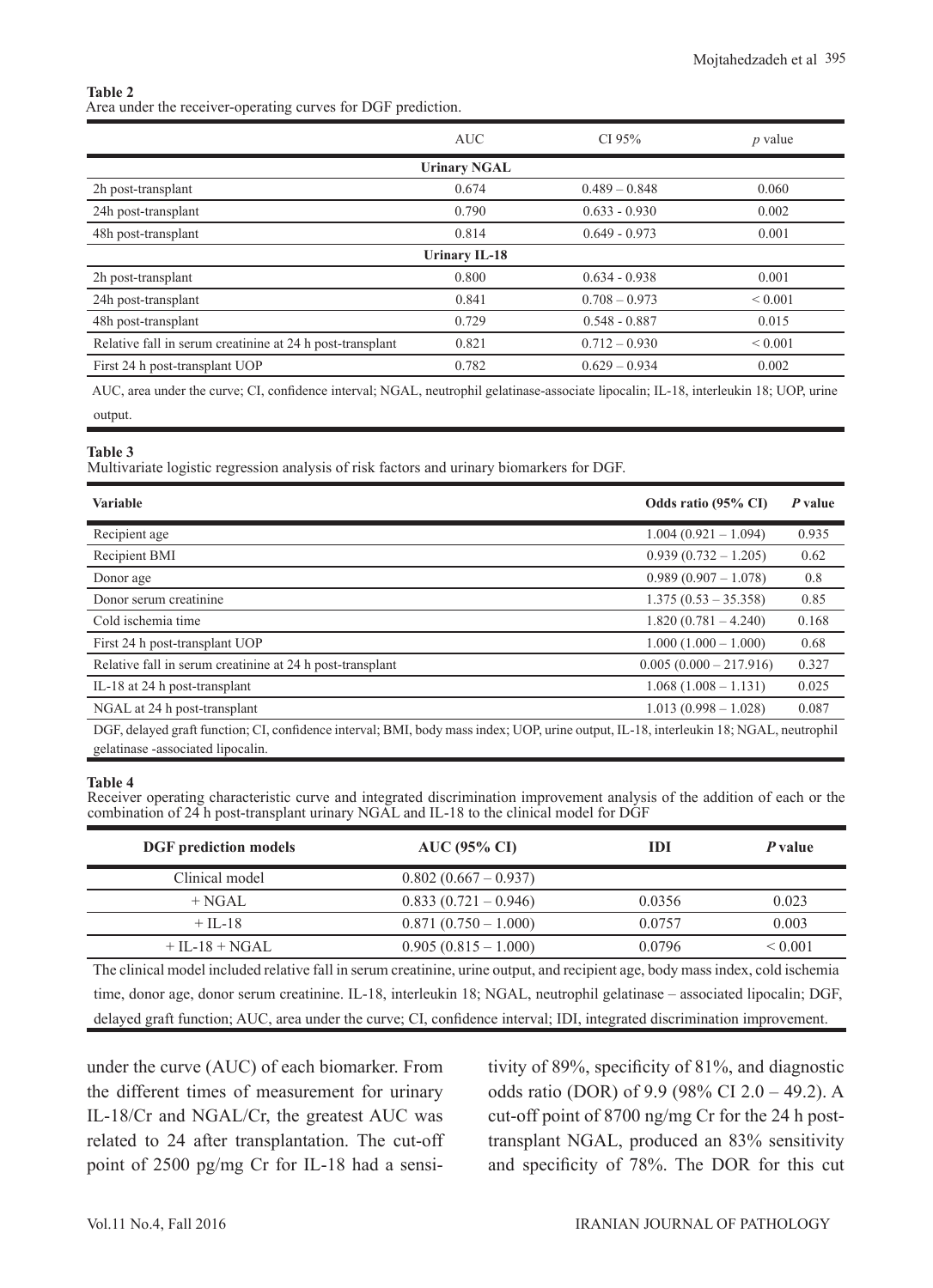**Table 2**
Area under the receiver-operating curves for DGF prediction.

| | AUC | CI 95% | *p* value |
|---|---|---|---|
| **Urinary NGAL** | | | |
| 2h post-transplant | 0.674 | 0.489 – 0.848 | 0.060 |
| 24h post-transplant | 0.790 | 0.633 - 0.930 | 0.002 |
| 48h post-transplant | 0.814 | 0.649 - 0.973 | 0.001 |
| **Urinary IL-18** | | | |
| 2h post-transplant | 0.800 | 0.634 - 0.938 | 0.001 |
| 24h post-transplant | 0.841 | 0.708 – 0.973 | < 0.001 |
| 48h post-transplant | 0.729 | 0.548 - 0.887 | 0.015 |
| Relative fall in serum creatinine at 24 h post-transplant | 0.821 | 0.712 – 0.930 | < 0.001 |
| First 24 h post-transplant UOP | 0.782 | 0.629 – 0.934 | 0.002 |

AUC, area under the curve; CI, confidence interval; NGAL, neutrophil gelatinase-associate lipocalin; IL-18, interleukin 18; UOP, urine output.

**Table 3**
Multivariate logistic regression analysis of risk factors and urinary biomarkers for DGF.

| **Variable** | **Odds ratio (95% CI)** | ***P* value** |
|---|---|---|
| Recipient age | 1.004 (0.921 – 1.094) | 0.935 |
| Recipient BMI | 0.939 (0.732 – 1.205) | 0.62 |
| Donor age | 0.989 (0.907 – 1.078) | 0.8 |
| Donor serum creatinine | 1.375 (0.53 – 35.358) | 0.85 |
| Cold ischemia time | 1.820 (0.781 – 4.240) | 0.168 |
| First 24 h post-transplant UOP | 1.000 (1.000 – 1.000) | 0.68 |
| Relative fall in serum creatinine at 24 h post-transplant | 0.005 (0.000 – 217.916) | 0.327 |
| IL-18 at 24 h post-transplant | 1.068 (1.008 – 1.131) | 0.025 |
| NGAL at 24 h post-transplant | 1.013 (0.998 – 1.028) | 0.087 |

DGF, delayed graft function; CI, confidence interval; BMI, body mass index; UOP, urine output, IL-18, interleukin 18; NGAL, neutrophil gelatinase -associated lipocalin.

**Table 4**
Receiver operating characteristic curve and integrated discrimination improvement analysis of the addition of each or the combination of 24 h post-transplant urinary NGAL and IL-18 to the clinical model for DGF

| **DGF prediction models** | **AUC (95% CI)** | **IDI** | ***P* value** |
|---|---|---|---|
| Clinical model | 0.802 (0.667 – 0.937) | | |
| + NGAL | 0.833 (0.721 – 0.946) | 0.0356 | 0.023 |
| + IL-18 | 0.871 (0.750 – 1.000) | 0.0757 | 0.003 |
| + IL-18 + NGAL | 0.905 (0.815 – 1.000) | 0.0796 | < 0.001 |

The clinical model included relative fall in serum creatinine, urine output, and recipient age, body mass index, cold ischemia time, donor age, donor serum creatinine. IL-18, interleukin 18; NGAL, neutrophil gelatinase – associated lipocalin; DGF, delayed graft function; AUC, area under the curve; CI, confidence interval; IDI, integrated discrimination improvement.

under the curve (AUC) of each biomarker. From the different times of measurement for urinary IL-18/Cr and NGAL/Cr, the greatest AUC was related to 24 after transplantation. The cut-off point of 2500 pg/mg Cr for IL-18 had a sensitivity of 89%, specificity of 81%, and diagnostic odds ratio (DOR) of 9.9 (98% CI 2.0 – 49.2). A cut-off point of 8700 ng/mg Cr for the 24 h post-transplant NGAL, produced an 83% sensitivity and specificity of 78%. The DOR for this cut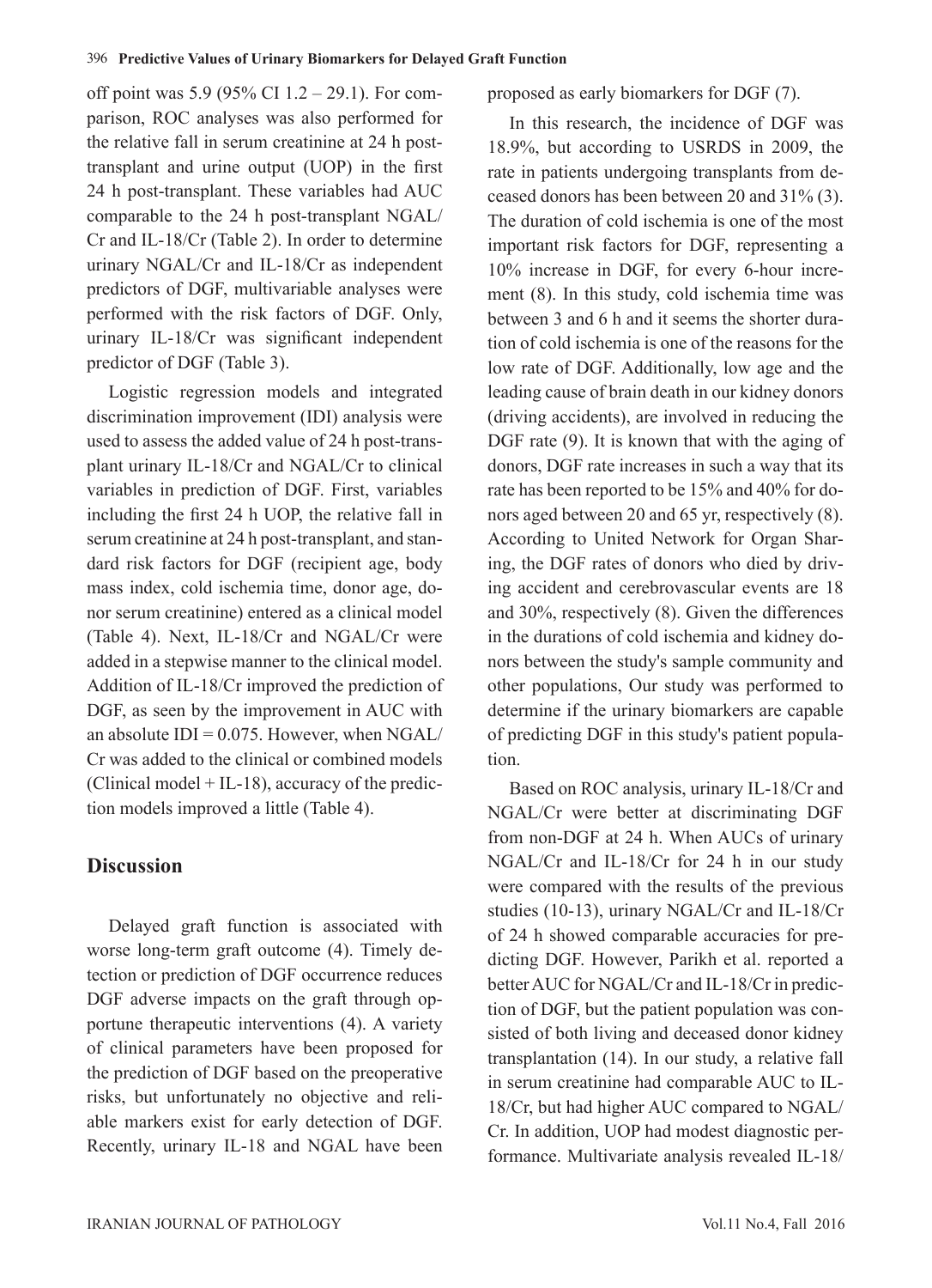off point was 5.9 (95% CI 1.2 – 29.1). For comparison, ROC analyses was also performed for the relative fall in serum creatinine at 24 h post-transplant and urine output (UOP) in the first 24 h post-transplant. These variables had AUC comparable to the 24 h post-transplant NGAL/Cr and IL-18/Cr (Table 2). In order to determine urinary NGAL/Cr and IL-18/Cr as independent predictors of DGF, multivariable analyses were performed with the risk factors of DGF. Only, urinary IL-18/Cr was significant independent predictor of DGF (Table 3).

Logistic regression models and integrated discrimination improvement (IDI) analysis were used to assess the added value of 24 h post-transplant urinary IL-18/Cr and NGAL/Cr to clinical variables in prediction of DGF. First, variables including the first 24 h UOP, the relative fall in serum creatinine at 24 h post-transplant, and standard risk factors for DGF (recipient age, body mass index, cold ischemia time, donor age, donor serum creatinine) entered as a clinical model (Table 4). Next, IL-18/Cr and NGAL/Cr were added in a stepwise manner to the clinical model. Addition of IL-18/Cr improved the prediction of DGF, as seen by the improvement in AUC with an absolute IDI = 0.075. However, when NGAL/Cr was added to the clinical or combined models (Clinical model + IL-18), accuracy of the prediction models improved a little (Table 4).

## Discussion

Delayed graft function is associated with worse long-term graft outcome (4). Timely detection or prediction of DGF occurrence reduces DGF adverse impacts on the graft through opportune therapeutic interventions (4). A variety of clinical parameters have been proposed for the prediction of DGF based on the preoperative risks, but unfortunately no objective and reliable markers exist for early detection of DGF. Recently, urinary IL-18 and NGAL have been proposed as early biomarkers for DGF (7).

In this research, the incidence of DGF was 18.9%, but according to USRDS in 2009, the rate in patients undergoing transplants from deceased donors has been between 20 and 31% (3). The duration of cold ischemia is one of the most important risk factors for DGF, representing a 10% increase in DGF, for every 6-hour increment (8). In this study, cold ischemia time was between 3 and 6 h and it seems the shorter duration of cold ischemia is one of the reasons for the low rate of DGF. Additionally, low age and the leading cause of brain death in our kidney donors (driving accidents), are involved in reducing the DGF rate (9). It is known that with the aging of donors, DGF rate increases in such a way that its rate has been reported to be 15% and 40% for donors aged between 20 and 65 yr, respectively (8). According to United Network for Organ Sharing, the DGF rates of donors who died by driving accident and cerebrovascular events are 18 and 30%, respectively (8). Given the differences in the durations of cold ischemia and kidney donors between the study's sample community and other populations, Our study was performed to determine if the urinary biomarkers are capable of predicting DGF in this study's patient population.

Based on ROC analysis, urinary IL-18/Cr and NGAL/Cr were better at discriminating DGF from non-DGF at 24 h. When AUCs of urinary NGAL/Cr and IL-18/Cr for 24 h in our study were compared with the results of the previous studies (10-13), urinary NGAL/Cr and IL-18/Cr of 24 h showed comparable accuracies for predicting DGF. However, Parikh et al. reported a better AUC for NGAL/Cr and IL-18/Cr in prediction of DGF, but the patient population was consisted of both living and deceased donor kidney transplantation (14). In our study, a relative fall in serum creatinine had comparable AUC to IL-18/Cr, but had higher AUC compared to NGAL/Cr. In addition, UOP had modest diagnostic performance. Multivariate analysis revealed IL-18/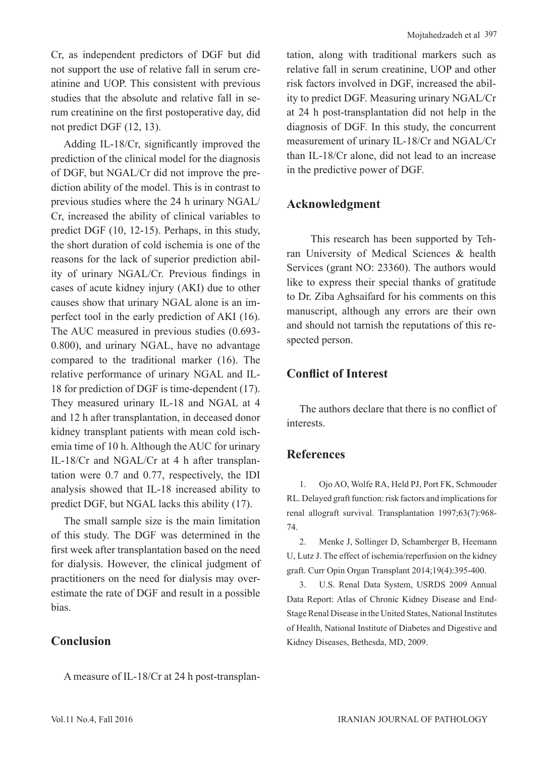Cr, as independent predictors of DGF but did not support the use of relative fall in serum creatinine and UOP. This consistent with previous studies that the absolute and relative fall in serum creatinine on the first postoperative day, did not predict DGF (12, 13).

Adding IL-18/Cr, significantly improved the prediction of the clinical model for the diagnosis of DGF, but NGAL/Cr did not improve the prediction ability of the model. This is in contrast to previous studies where the 24 h urinary NGAL/Cr, increased the ability of clinical variables to predict DGF (10, 12-15). Perhaps, in this study, the short duration of cold ischemia is one of the reasons for the lack of superior prediction ability of urinary NGAL/Cr. Previous findings in cases of acute kidney injury (AKI) due to other causes show that urinary NGAL alone is an imperfect tool in the early prediction of AKI (16). The AUC measured in previous studies (0.693-0.800), and urinary NGAL, have no advantage compared to the traditional marker (16). The relative performance of urinary NGAL and IL-18 for prediction of DGF is time-dependent (17). They measured urinary IL-18 and NGAL at 4 and 12 h after transplantation, in deceased donor kidney transplant patients with mean cold ischemia time of 10 h. Although the AUC for urinary IL-18/Cr and NGAL/Cr at 4 h after transplantation were 0.7 and 0.77, respectively, the IDI analysis showed that IL-18 increased ability to predict DGF, but NGAL lacks this ability (17).

The small sample size is the main limitation of this study. The DGF was determined in the first week after transplantation based on the need for dialysis. However, the clinical judgment of practitioners on the need for dialysis may overestimate the rate of DGF and result in a possible bias.

## Conclusion

A measure of IL-18/Cr at 24 h post-transplantation, along with traditional markers such as relative fall in serum creatinine, UOP and other risk factors involved in DGF, increased the ability to predict DGF. Measuring urinary NGAL/Cr at 24 h post-transplantation did not help in the diagnosis of DGF. In this study, the concurrent measurement of urinary IL-18/Cr and NGAL/Cr than IL-18/Cr alone, did not lead to an increase in the predictive power of DGF.

## Acknowledgment

This research has been supported by Tehran University of Medical Sciences & health Services (grant NO: 23360). The authors would like to express their special thanks of gratitude to Dr. Ziba Aghsaifard for his comments on this manuscript, although any errors are their own and should not tarnish the reputations of this respected person.

## Conflict of Interest

The authors declare that there is no conflict of interests.

## References

1. Ojo AO, Wolfe RA, Held PJ, Port FK, Schmouder RL. Delayed graft function: risk factors and implications for renal allograft survival. Transplantation 1997;63(7):968-74.

2. Menke J, Sollinger D, Schamberger B, Heemann U, Lutz J. The effect of ischemia/reperfusion on the kidney graft. Curr Opin Organ Transplant 2014;19(4):395-400.

3. U.S. Renal Data System, USRDS 2009 Annual Data Report: Atlas of Chronic Kidney Disease and End-Stage Renal Disease in the United States, National Institutes of Health, National Institute of Diabetes and Digestive and Kidney Diseases, Bethesda, MD, 2009.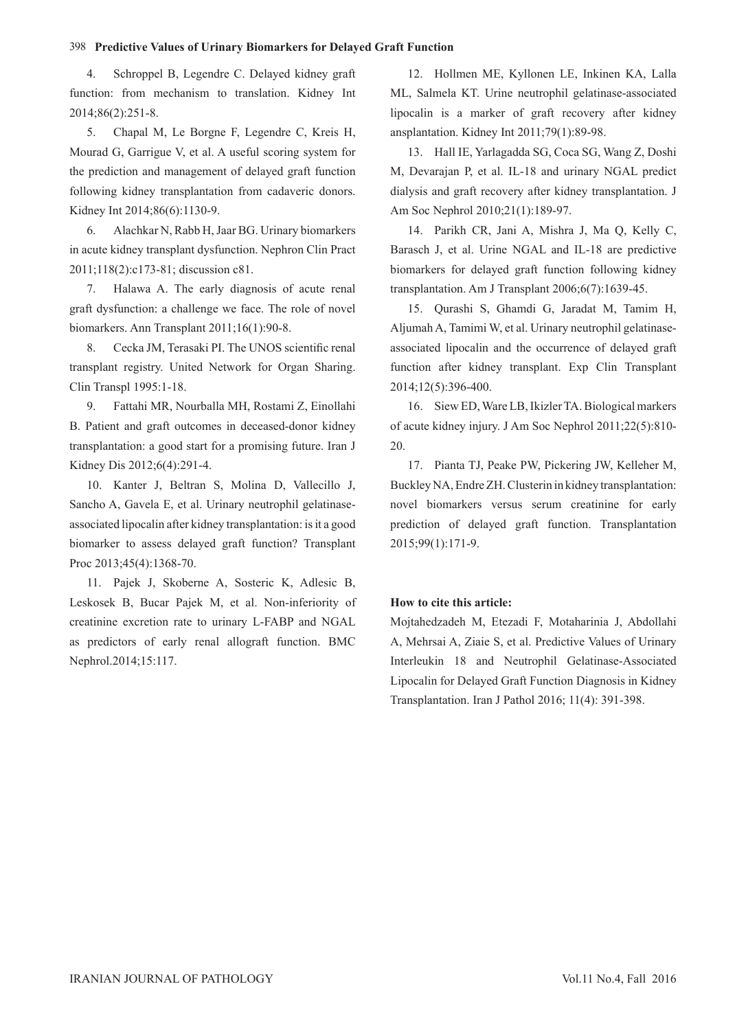4. Schroppel B, Legendre C. Delayed kidney graft function: from mechanism to translation. Kidney Int 2014;86(2):251-8.

5. Chapal M, Le Borgne F, Legendre C, Kreis H, Mourad G, Garrigue V, et al. A useful scoring system for the prediction and management of delayed graft function following kidney transplantation from cadaveric donors. Kidney Int 2014;86(6):1130-9.

6. Alachkar N, Rabb H, Jaar BG. Urinary biomarkers in acute kidney transplant dysfunction. Nephron Clin Pract 2011;118(2):c173-81; discussion c81.

7. Halawa A. The early diagnosis of acute renal graft dysfunction: a challenge we face. The role of novel biomarkers. Ann Transplant 2011;16(1):90-8.

8. Cecka JM, Terasaki PI. The UNOS scientific renal transplant registry. United Network for Organ Sharing. Clin Transpl 1995:1-18.

9. Fattahi MR, Nourballa MH, Rostami Z, Einollahi B. Patient and graft outcomes in deceased-donor kidney transplantation: a good start for a promising future. Iran J Kidney Dis 2012;6(4):291-4.

10. Kanter J, Beltran S, Molina D, Vallecillo J, Sancho A, Gavela E, et al. Urinary neutrophil gelatinase-associated lipocalin after kidney transplantation: is it a good biomarker to assess delayed graft function? Transplant Proc 2013;45(4):1368-70.

11. Pajek J, Skoberne A, Sosteric K, Adlesic B, Leskosek B, Bucar Pajek M, et al. Non-inferiority of creatinine excretion rate to urinary L-FABP and NGAL as predictors of early renal allograft function. BMC Nephrol.2014;15:117.

12. Hollmen ME, Kyllonen LE, Inkinen KA, Lalla ML, Salmela KT. Urine neutrophil gelatinase-associated lipocalin is a marker of graft recovery after kidney ansplantation. Kidney Int 2011;79(1):89-98.

13. Hall IE, Yarlagadda SG, Coca SG, Wang Z, Doshi M, Devarajan P, et al. IL-18 and urinary NGAL predict dialysis and graft recovery after kidney transplantation. J Am Soc Nephrol 2010;21(1):189-97.

14. Parikh CR, Jani A, Mishra J, Ma Q, Kelly C, Barasch J, et al. Urine NGAL and IL-18 are predictive biomarkers for delayed graft function following kidney transplantation. Am J Transplant 2006;6(7):1639-45.

15. Qurashi S, Ghamdi G, Jaradat M, Tamim H, Aljumah A, Tamimi W, et al. Urinary neutrophil gelatinase-associated lipocalin and the occurrence of delayed graft function after kidney transplant. Exp Clin Transplant 2014;12(5):396-400.

16. Siew ED, Ware LB, Ikizler TA. Biological markers of acute kidney injury. J Am Soc Nephrol 2011;22(5):810-20.

17. Pianta TJ, Peake PW, Pickering JW, Kelleher M, Buckley NA, Endre ZH. Clusterin in kidney transplantation: novel biomarkers versus serum creatinine for early prediction of delayed graft function. Transplantation 2015;99(1):171-9.

**How to cite this article:**

Mojtahedzadeh M, Etezadi F, Motaharinia J, Abdollahi A, Mehrsai A, Ziaie S, et al. Predictive Values of Urinary Interleukin 18 and Neutrophil Gelatinase-Associated Lipocalin for Delayed Graft Function Diagnosis in Kidney Transplantation. Iran J Pathol 2016; 11(4): 391-398.